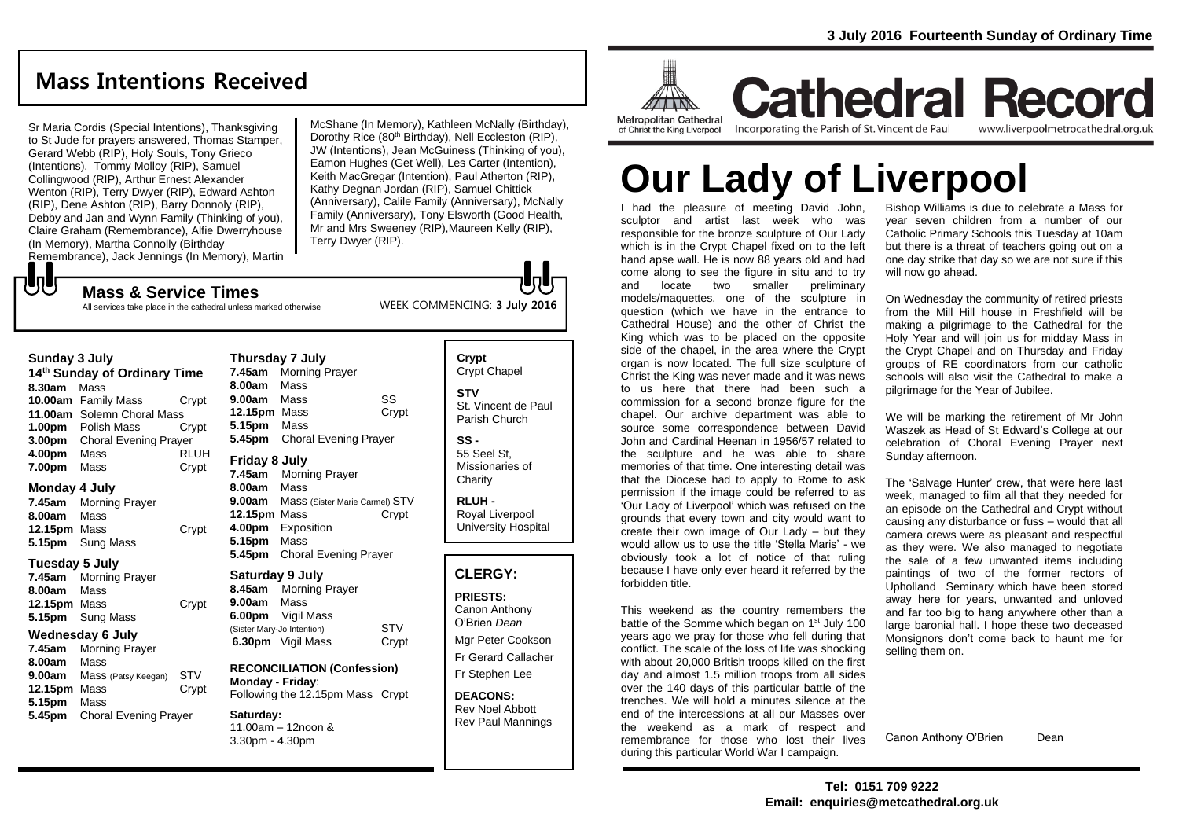3 July 2016 Fourteenth Sunday of Ordinary Time

## Mass Intentions Received

Sr Maria Cordis (Special Intentions), Thanksgiving to St Jude for prayers answered, Thomas Stamper, Gerard Webb (RIP), Holy Souls, Tony Grieco (Intentions), Tommy Molloy (RIP), Samuel Collingwood (RIP), Arthur Ernest Alexander Wenton (RIP), Terry Dwyer (RIP), Edward Ashton (RIP), Dene Ashton (RIP), Barry Donnoly (RIP), Debby and Jan and Wynn Family (Thinking of you), Claire Graham (Remembrance), Alfie Dwerryhouse (In Memory), Martha Connolly (Birthday Remembrance), Jack Jennings (In Memory), Martin McShane (In Memory), Kathleen McNally (Birthday), Dorothy Rice (80th Birthday), Nell Eccleston (RIP), JW (Intentions), Jean McGuiness (Thinking of you), Eamon Hughes (Get Well), Les Carter (Intention), Keith MacGregar (Intention), Paul Atherton (RIP), Kathy Degnan Jordan (RIP), Samuel Chittick (Anniversary), Calile Family (Anniversary), McNally Family (Anniversary), Tony Elsworth (Good Health, Mr and Mrs Sweeney (RIP),Maureen Kelly (RIP), Terry Dwyer (RIP).

## Mass & Service Times

All services take place in the cathedral unless marked otherwise

WEEK COMMENCING: **3 July 2016**

**Sunday 3 July**
**14th Sunday of Ordinary Time**
**8.30am** Mass
**10.00am** Family Mass — Crypt
**11.00am** Solemn Choral Mass
**1.00pm** Polish Mass — Crypt
**3.00pm** Choral Evening Prayer
**4.00pm** Mass — RLUH
**7.00pm** Mass — Crypt

**Monday 4 July**
**7.45am** Morning Prayer
**8.00am** Mass
**12.15pm** Mass — Crypt
**5.15pm** Sung Mass

**Tuesday 5 July**
**7.45am** Morning Prayer
**8.00am** Mass
**12.15pm** Mass — Crypt
**5.15pm** Sung Mass

**Wednesday 6 July**
**7.45am** Morning Prayer
**8.00am** Mass
**9.00am** Mass (Patsy Keegan) — STV
**12.15pm** Mass — Crypt
**5.15pm** Mass
**5.45pm** Choral Evening Prayer

**Thursday 7 July**
**7.45am** Morning Prayer
**8.00am** Mass
**9.00am** Mass — SS
**12.15pm** Mass — Crypt
**5.15pm** Mass
**5.45pm** Choral Evening Prayer

**Friday 8 July**
**7.45am** Morning Prayer
**8.00am** Mass
**9.00am** Mass (Sister Marie Carmel) — STV
**12.15pm** Mass — Crypt
**4.00pm** Exposition
**5.15pm** Mass
**5.45pm** Choral Evening Prayer

**Saturday 9 July**
**8.45am** Morning Prayer
**9.00am** Mass
**6.00pm** Vigil Mass (Sister Mary-Jo Intention) — STV
**6.30pm** Vigil Mass — Crypt

**RECONCILIATION (Confession)**
**Monday - Friday**:
Following the 12.15pm Mass — Crypt

**Saturday:**
11.00am – 12noon &
3.30pm - 4.30pm

**Crypt**
Crypt Chapel

**STV**
St. Vincent de Paul Parish Church

**SS -**
55 Seel St, Missionaries of Charity

**RLUH -**
Royal Liverpool University Hospital

### CLERGY:

**PRIESTS:**
Canon Anthony O'Brien *Dean*
Mgr Peter Cookson
Fr Gerard Callacher
Fr Stephen Lee

**DEACONS:**
Rev Noel Abbott
Rev Paul Mannings

Metropolitan Cathedral of Christ the King Liverpool

# Cathedral Record

Incorporating the Parish of St. Vincent de Paul — www.liverpoolmetrocathedral.org.uk

# Our Lady of Liverpool

I had the pleasure of meeting David John, sculptor and artist last week who was responsible for the bronze sculpture of Our Lady which is in the Crypt Chapel fixed on to the left hand apse wall. He is now 88 years old and had come along to see the figure in situ and to try and locate two smaller preliminary models/maquettes, one of the sculpture in question (which we have in the entrance to Cathedral House) and the other of Christ the King which was to be placed on the opposite side of the chapel, in the area where the Crypt organ is now located. The full size sculpture of Christ the King was never made and it was news to us here that there had been such a commission for a second bronze figure for the chapel. Our archive department was able to source some correspondence between David John and Cardinal Heenan in 1956/57 related to the sculpture and he was able to share memories of that time. One interesting detail was that the Diocese had to apply to Rome to ask permission if the image could be referred to as 'Our Lady of Liverpool' which was refused on the grounds that every town and city would want to create their own image of Our Lady – but they would allow us to use the title 'Stella Maris' - we obviously took a lot of notice of that ruling because I have only ever heard it referred by the forbidden title.

This weekend as the country remembers the battle of the Somme which began on 1st July 100 years ago we pray for those who fell during that conflict. The scale of the loss of life was shocking with about 20,000 British troops killed on the first day and almost 1.5 million troops from all sides over the 140 days of this particular battle of the trenches. We will hold a minutes silence at the end of the intercessions at all our Masses over the weekend as a mark of respect and remembrance for those who lost their lives during this particular World War I campaign.

Bishop Williams is due to celebrate a Mass for year seven children from a number of our Catholic Primary Schools this Tuesday at 10am but there is a threat of teachers going out on a one day strike that day so we are not sure if this will now go ahead.

On Wednesday the community of retired priests from the Mill Hill house in Freshfield will be making a pilgrimage to the Cathedral for the Holy Year and will join us for midday Mass in the Crypt Chapel and on Thursday and Friday groups of RE coordinators from our catholic schools will also visit the Cathedral to make a pilgrimage for the Year of Jubilee.

We will be marking the retirement of Mr John Waszek as Head of St Edward's College at our celebration of Choral Evening Prayer next Sunday afternoon.

The 'Salvage Hunter' crew, that were here last week, managed to film all that they needed for an episode on the Cathedral and Crypt without causing any disturbance or fuss – would that all camera crews were as pleasant and respectful as they were. We also managed to negotiate the sale of a few unwanted items including paintings of two of the former rectors of Upholland Seminary which have been stored away here for years, unwanted and unloved and far too big to hang anywhere other than a large baronial hall. I hope these two deceased Monsignors don't come back to haunt me for selling them on.

Canon Anthony O'Brien — Dean

**Tel: 0151 709 9222**
**Email: enquiries@metcathedral.org.uk**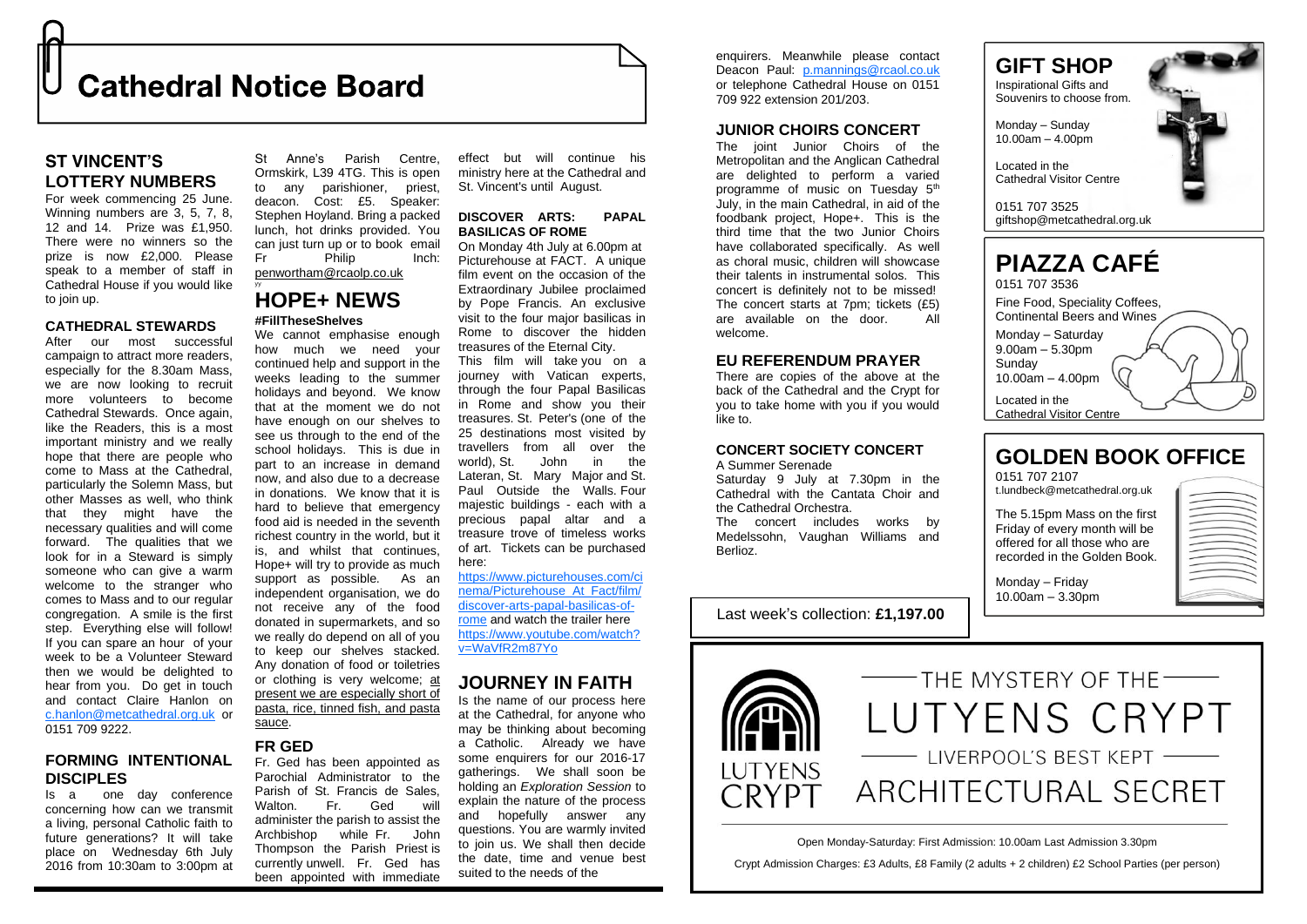# Cathedral Notice Board

## ST VINCENT'S LOTTERY NUMBERS

For week commencing 25 June. Winning numbers are 3, 5, 7, 8, 12 and 14. Prize was £1,950. There were no winners so the prize is now £2,000. Please speak to a member of staff in Cathedral House if you would like to join up.

### CATHEDRAL STEWARDS

After our most successful campaign to attract more readers, especially for the 8.30am Mass, we are now looking to recruit more volunteers to become Cathedral Stewards. Once again, like the Readers, this is a most important ministry and we really hope that there are people who come to Mass at the Cathedral, particularly the Solemn Mass, but other Masses as well, who think that they might have the necessary qualities and will come forward. The qualities that we look for in a Steward is simply someone who can give a warm welcome to the stranger who comes to Mass and to our regular congregation. A smile is the first step. Everything else will follow! If you can spare an hour of your week to be a Volunteer Steward then we would be delighted to hear from you. Do get in touch and contact Claire Hanlon on c.hanlon@metcathedral.org.uk or 0151 709 9222.

## FORMING INTENTIONAL DISCIPLES

Is a one day conference concerning how can we transmit a living, personal Catholic faith to future generations? It will take place on Wednesday 6th July 2016 from 10:30am to 3:00pm at St Anne's Parish Centre, Ormskirk, L39 4TG. This is open to any parishioner, priest, deacon. Cost: £5. Speaker: Stephen Hoyland. Bring a packed lunch, hot drinks provided. You can just turn up or to book email Fr Philip Inch: penwortham@rcaolp.co.uk

# HOPE+ NEWS

#### #FillTheseShelves

We cannot emphasise enough how much we need your continued help and support in the weeks leading to the summer holidays and beyond. We know that at the moment we do not have enough on our shelves to see us through to the end of the school holidays. This is due in part to an increase in demand now, and also due to a decrease in donations. We know that it is hard to believe that emergency food aid is needed in the seventh richest country in the world, but it is, and whilst that continues, Hope+ will try to provide as much support as possible. As an independent organisation, we do not receive any of the food donated in supermarkets, and so we really do depend on all of you to keep our shelves stacked. Any donation of food or toiletries or clothing is very welcome; at present we are especially short of pasta, rice, tinned fish, and pasta sauce.

## FR GED

Fr. Ged has been appointed as Parochial Administrator to the Parish of St. Francis de Sales, Walton. Fr. Ged will administer the parish to assist the Archbishop while Fr. John Thompson the Parish Priest is currently unwell. Fr. Ged has been appointed with immediate effect but will continue his ministry here at the Cathedral and St. Vincent's until August.

#### DISCOVER ARTS: PAPAL BASILICAS OF ROME

On Monday 4th July at 6.00pm at Picturehouse at FACT. A unique film event on the occasion of the Extraordinary Jubilee proclaimed by Pope Francis. An exclusive visit to the four major basilicas in Rome to discover the hidden treasures of the Eternal City.

This film will take you on a journey with Vatican experts, through the four Papal Basilicas in Rome and show you their treasures. St. Peter's (one of the 25 destinations most visited by travellers from all over the world), St. John in the Lateran, St. Mary Major and St. Paul Outside the Walls. Four majestic buildings - each with a precious papal altar and a treasure trove of timeless works of art. Tickets can be purchased here:

https://www.picturehouses.com/cinema/Picturehouse_At_Fact/film/discover-arts-papal-basilicas-of-rome and watch the trailer here https://www.youtube.com/watch?v=WaVfR2m87Yo

## JOURNEY IN FAITH

Is the name of our process here at the Cathedral, for anyone who may be thinking about becoming a Catholic. Already we have some enquirers for our 2016-17 gatherings. We shall soon be holding an *Exploration Session* to explain the nature of the process and hopefully answer any questions. You are warmly invited to join us. We shall then decide the date, time and venue best suited to the needs of the enquirers. Meanwhile please contact Deacon Paul: p.mannings@rcaol.co.uk or telephone Cathedral House on 0151 709 922 extension 201/203.

### JUNIOR CHOIRS CONCERT

The joint Junior Choirs of the Metropolitan and the Anglican Cathedral are delighted to perform a varied programme of music on Tuesday 5th July, in the main Cathedral, in aid of the foodbank project, Hope+. This is the third time that the two Junior Choirs have collaborated specifically. As well as choral music, children will showcase their talents in instrumental solos. This concert is definitely not to be missed! The concert starts at 7pm; tickets (£5) are available on the door. All welcome.

### EU REFERENDUM PRAYER

There are copies of the above at the back of the Cathedral and the Crypt for you to take home with you if you would like to.

#### CONCERT SOCIETY CONCERT

A Summer Serenade

Saturday 9 July at 7.30pm in the Cathedral with the Cantata Choir and the Cathedral Orchestra.

The concert includes works by Medelssohn, Vaughan Williams and Berlioz.

Last week's collection: **£1,197.00**

## GIFT SHOP

Inspirational Gifts and Souvenirs to choose from.

Monday – Sunday
10.00am – 4.00pm

Located in the Cathedral Visitor Centre

0151 707 3525
giftshop@metcathedral.org.uk

# PIAZZA CAFÉ

0151 707 3536

Fine Food, Speciality Coffees, Continental Beers and Wines

Monday – Saturday
9.00am – 5.30pm
Sunday
10.00am – 4.00pm

Located in the Cathedral Visitor Centre

## GOLDEN BOOK OFFICE

0151 707 2107
t.lundbeck@metcathedral.org.uk

The 5.15pm Mass on the first Friday of every month will be offered for all those who are recorded in the Golden Book.

Monday – Friday
10.00am – 3.30pm

LUTYENS CRYPT

THE MYSTERY OF THE LUTYENS CRYPT

LIVERPOOL'S BEST KEPT ARCHITECTURAL SECRET

Open Monday-Saturday: First Admission: 10.00am Last Admission 3.30pm

Crypt Admission Charges: £3 Adults, £8 Family (2 adults + 2 children) £2 School Parties (per person)